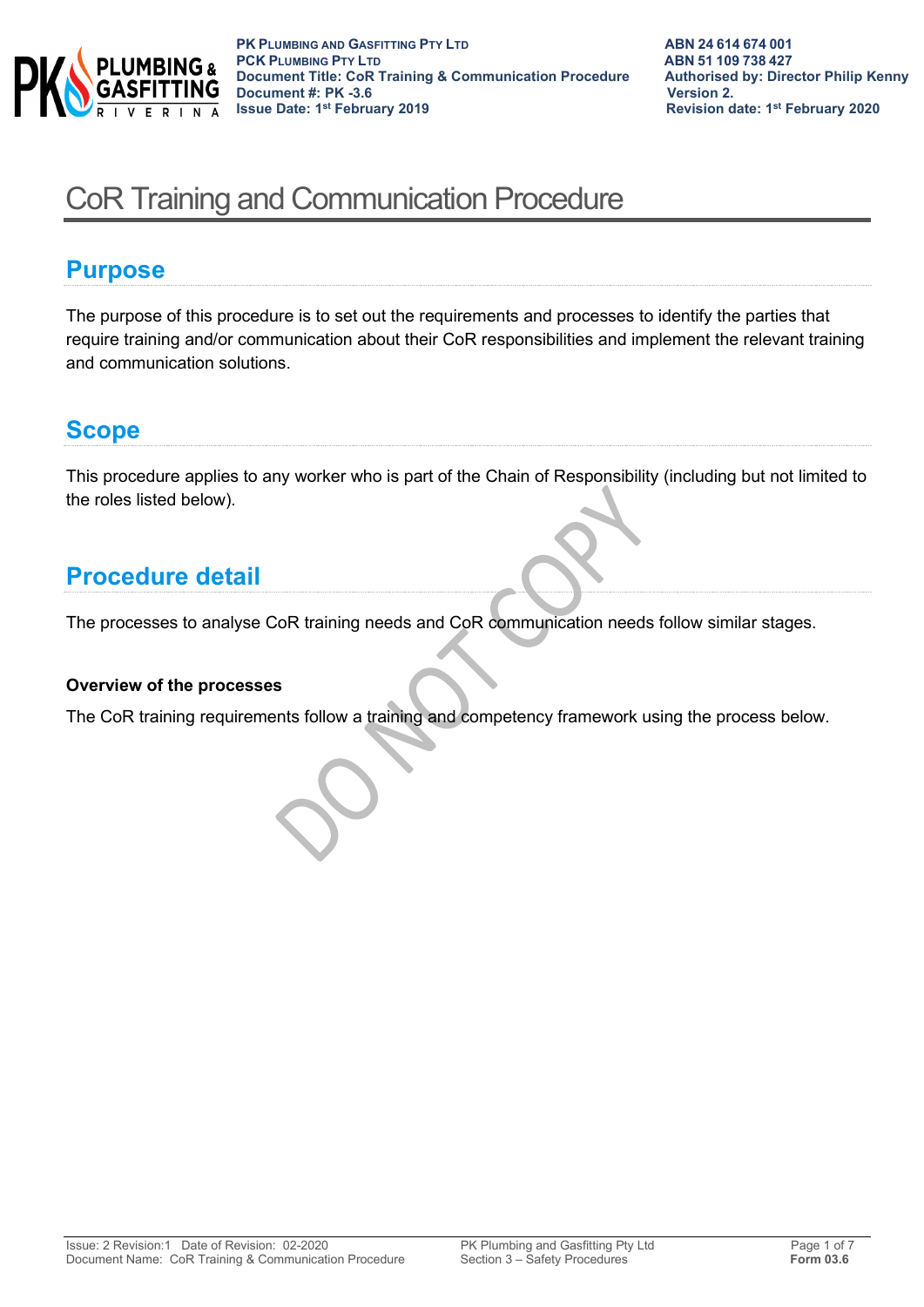# CoR Training and Communication Procedure

## Purpose

The purpose of this procedure is to set out the requirements and processes to identify the parties that require training and/or communication about their CoR responsibilities and implement the relevant training and communication solutions.

## Scope

This procedure applies to any worker who is part of the Chain of Responsibility (including but not limited to the roles listed below).

## Procedure detail

The processes to analyse CoR training needs and CoR communication needs follow similar stages.

**Overview of the processes**

The CoR training requirements follow a training and competency framework using the process below.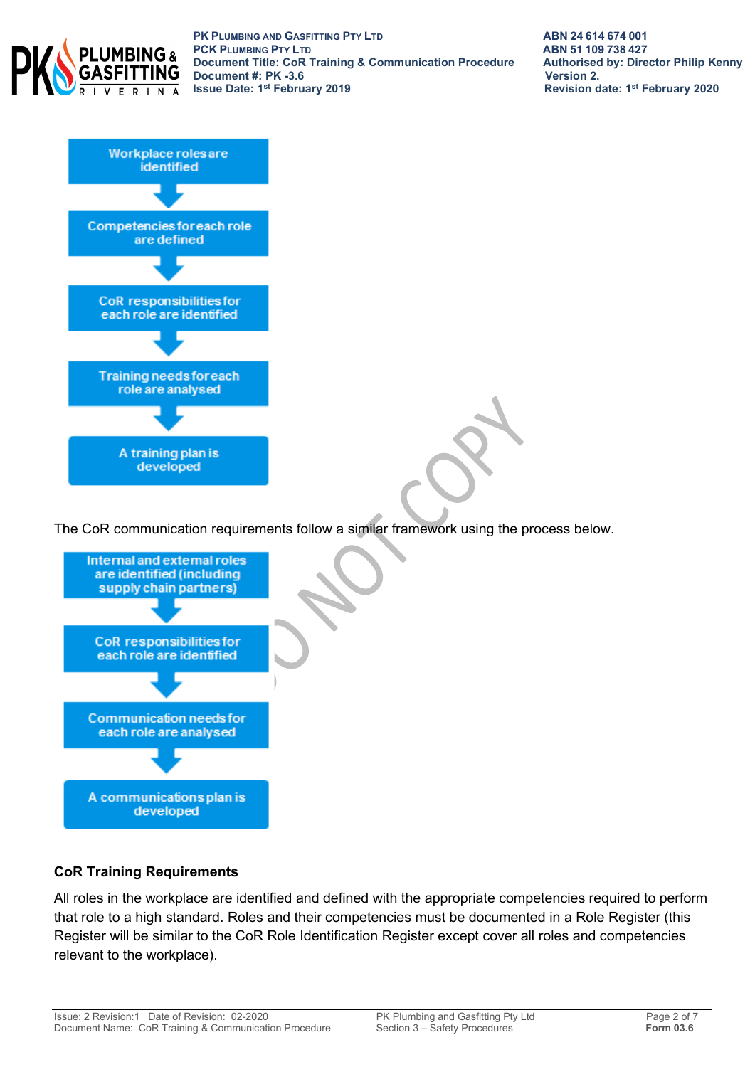Workplace roles are identified

↓

Competencies for each role are defined

↓

CoR responsibilities for each role are identified

↓

Training needs for each role are analysed

↓

A training plan is developed

The CoR communication requirements follow a similar framework using the process below.

Internal and external roles are identified (including supply chain partners)

↓

CoR responsibilities for each role are identified

↓

Communication needs for each role are analysed

↓

A communications plan is developed

### CoR Training Requirements

All roles in the workplace are identified and defined with the appropriate competencies required to perform that role to a high standard. Roles and their competencies must be documented in a Role Register (this Register will be similar to the CoR Role Identification Register except cover all roles and competencies relevant to the workplace).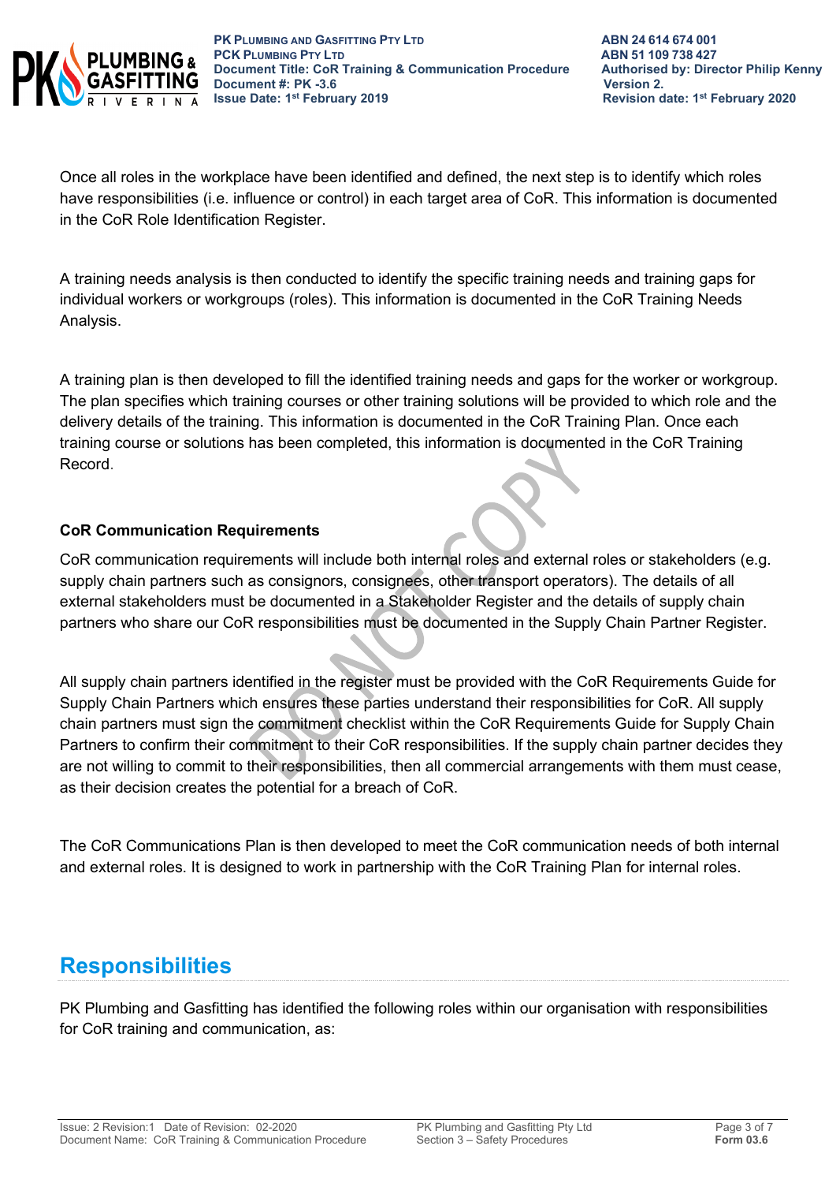Once all roles in the workplace have been identified and defined, the next step is to identify which roles have responsibilities (i.e. influence or control) in each target area of CoR. This information is documented in the CoR Role Identification Register.

A training needs analysis is then conducted to identify the specific training needs and training gaps for individual workers or workgroups (roles). This information is documented in the CoR Training Needs Analysis.

A training plan is then developed to fill the identified training needs and gaps for the worker or workgroup. The plan specifies which training courses or other training solutions will be provided to which role and the delivery details of the training. This information is documented in the CoR Training Plan. Once each training course or solutions has been completed, this information is documented in the CoR Training Record.

**CoR Communication Requirements**

CoR communication requirements will include both internal roles and external roles or stakeholders (e.g. supply chain partners such as consignors, consignees, other transport operators). The details of all external stakeholders must be documented in a Stakeholder Register and the details of supply chain partners who share our CoR responsibilities must be documented in the Supply Chain Partner Register.

All supply chain partners identified in the register must be provided with the CoR Requirements Guide for Supply Chain Partners which ensures these parties understand their responsibilities for CoR. All supply chain partners must sign the commitment checklist within the CoR Requirements Guide for Supply Chain Partners to confirm their commitment to their CoR responsibilities. If the supply chain partner decides they are not willing to commit to their responsibilities, then all commercial arrangements with them must cease, as their decision creates the potential for a breach of CoR.

The CoR Communications Plan is then developed to meet the CoR communication needs of both internal and external roles. It is designed to work in partnership with the CoR Training Plan for internal roles.

## Responsibilities

PK Plumbing and Gasfitting has identified the following roles within our organisation with responsibilities for CoR training and communication, as: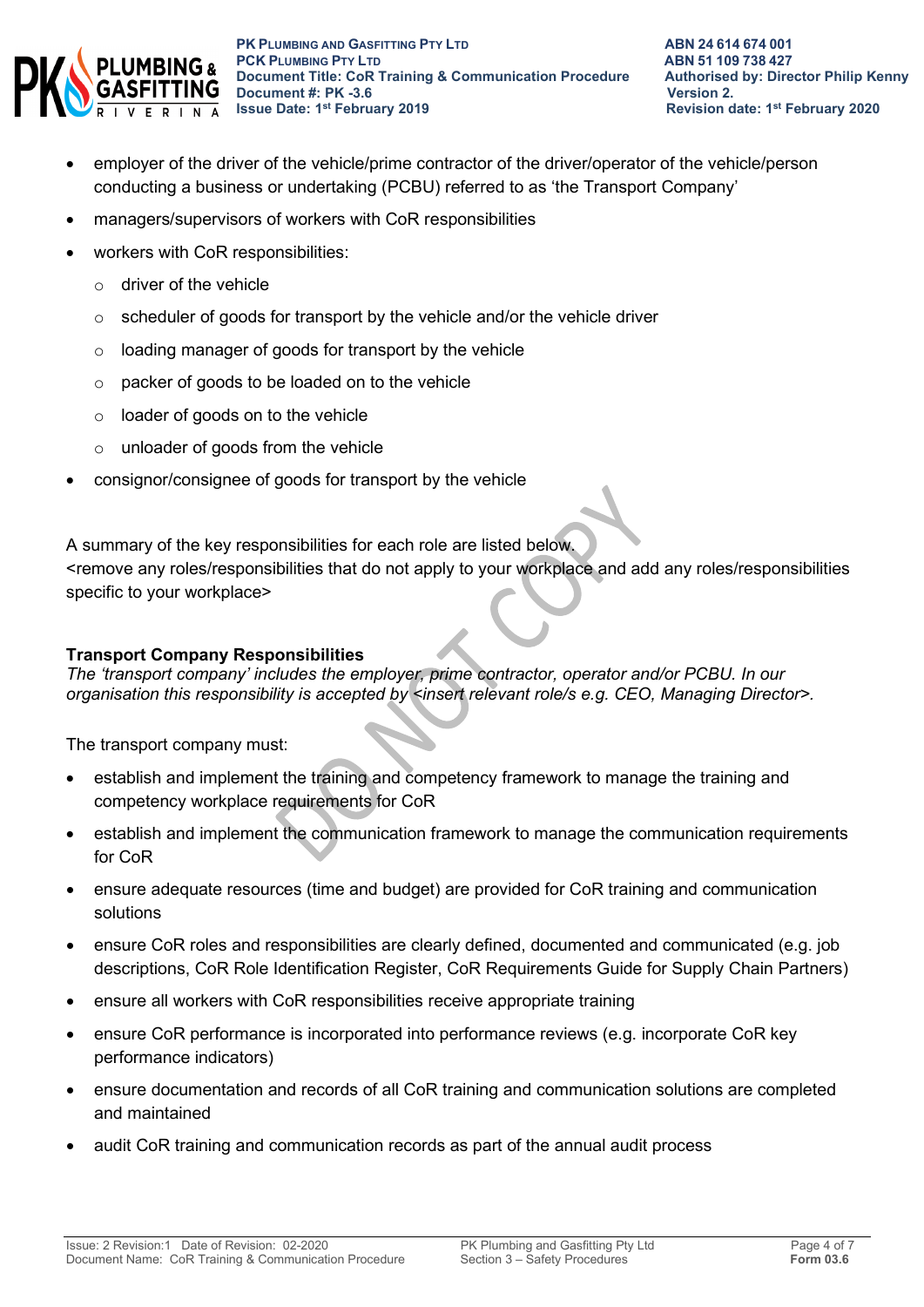- employer of the driver of the vehicle/prime contractor of the driver/operator of the vehicle/person conducting a business or undertaking (PCBU) referred to as 'the Transport Company'
- managers/supervisors of workers with CoR responsibilities
- workers with CoR responsibilities:
  - driver of the vehicle
  - scheduler of goods for transport by the vehicle and/or the vehicle driver
  - loading manager of goods for transport by the vehicle
  - packer of goods to be loaded on to the vehicle
  - loader of goods on to the vehicle
  - unloader of goods from the vehicle
- consignor/consignee of goods for transport by the vehicle

A summary of the key responsibilities for each role are listed below.
<remove any roles/responsibilities that do not apply to your workplace and add any roles/responsibilities specific to your workplace>

**Transport Company Responsibilities**
*The 'transport company' includes the employer, prime contractor, operator and/or PCBU. In our organisation this responsibility is accepted by <insert relevant role/s e.g. CEO, Managing Director>.*

The transport company must:

- establish and implement the training and competency framework to manage the training and competency workplace requirements for CoR
- establish and implement the communication framework to manage the communication requirements for CoR
- ensure adequate resources (time and budget) are provided for CoR training and communication solutions
- ensure CoR roles and responsibilities are clearly defined, documented and communicated (e.g. job descriptions, CoR Role Identification Register, CoR Requirements Guide for Supply Chain Partners)
- ensure all workers with CoR responsibilities receive appropriate training
- ensure CoR performance is incorporated into performance reviews (e.g. incorporate CoR key performance indicators)
- ensure documentation and records of all CoR training and communication solutions are completed and maintained
- audit CoR training and communication records as part of the annual audit process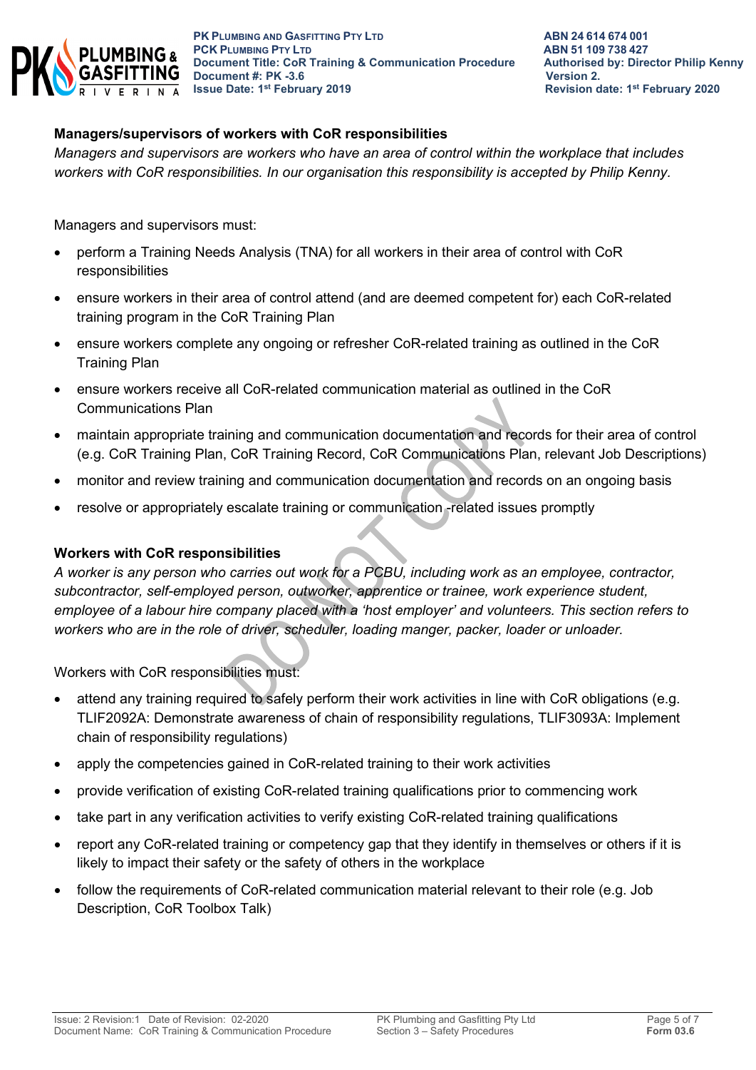### Managers/supervisors of workers with CoR responsibilities

*Managers and supervisors are workers who have an area of control within the workplace that includes workers with CoR responsibilities. In our organisation this responsibility is accepted by Philip Kenny.*

Managers and supervisors must:

- perform a Training Needs Analysis (TNA) for all workers in their area of control with CoR responsibilities
- ensure workers in their area of control attend (and are deemed competent for) each CoR-related training program in the CoR Training Plan
- ensure workers complete any ongoing or refresher CoR-related training as outlined in the CoR Training Plan
- ensure workers receive all CoR-related communication material as outlined in the CoR Communications Plan
- maintain appropriate training and communication documentation and records for their area of control (e.g. CoR Training Plan, CoR Training Record, CoR Communications Plan, relevant Job Descriptions)
- monitor and review training and communication documentation and records on an ongoing basis
- resolve or appropriately escalate training or communication -related issues promptly

### Workers with CoR responsibilities

*A worker is any person who carries out work for a PCBU, including work as an employee, contractor, subcontractor, self-employed person, outworker, apprentice or trainee, work experience student, employee of a labour hire company placed with a 'host employer' and volunteers. This section refers to workers who are in the role of driver, scheduler, loading manger, packer, loader or unloader.*

Workers with CoR responsibilities must:

- attend any training required to safely perform their work activities in line with CoR obligations (e.g. TLIF2092A: Demonstrate awareness of chain of responsibility regulations, TLIF3093A: Implement chain of responsibility regulations)
- apply the competencies gained in CoR-related training to their work activities
- provide verification of existing CoR-related training qualifications prior to commencing work
- take part in any verification activities to verify existing CoR-related training qualifications
- report any CoR-related training or competency gap that they identify in themselves or others if it is likely to impact their safety or the safety of others in the workplace
- follow the requirements of CoR-related communication material relevant to their role (e.g. Job Description, CoR Toolbox Talk)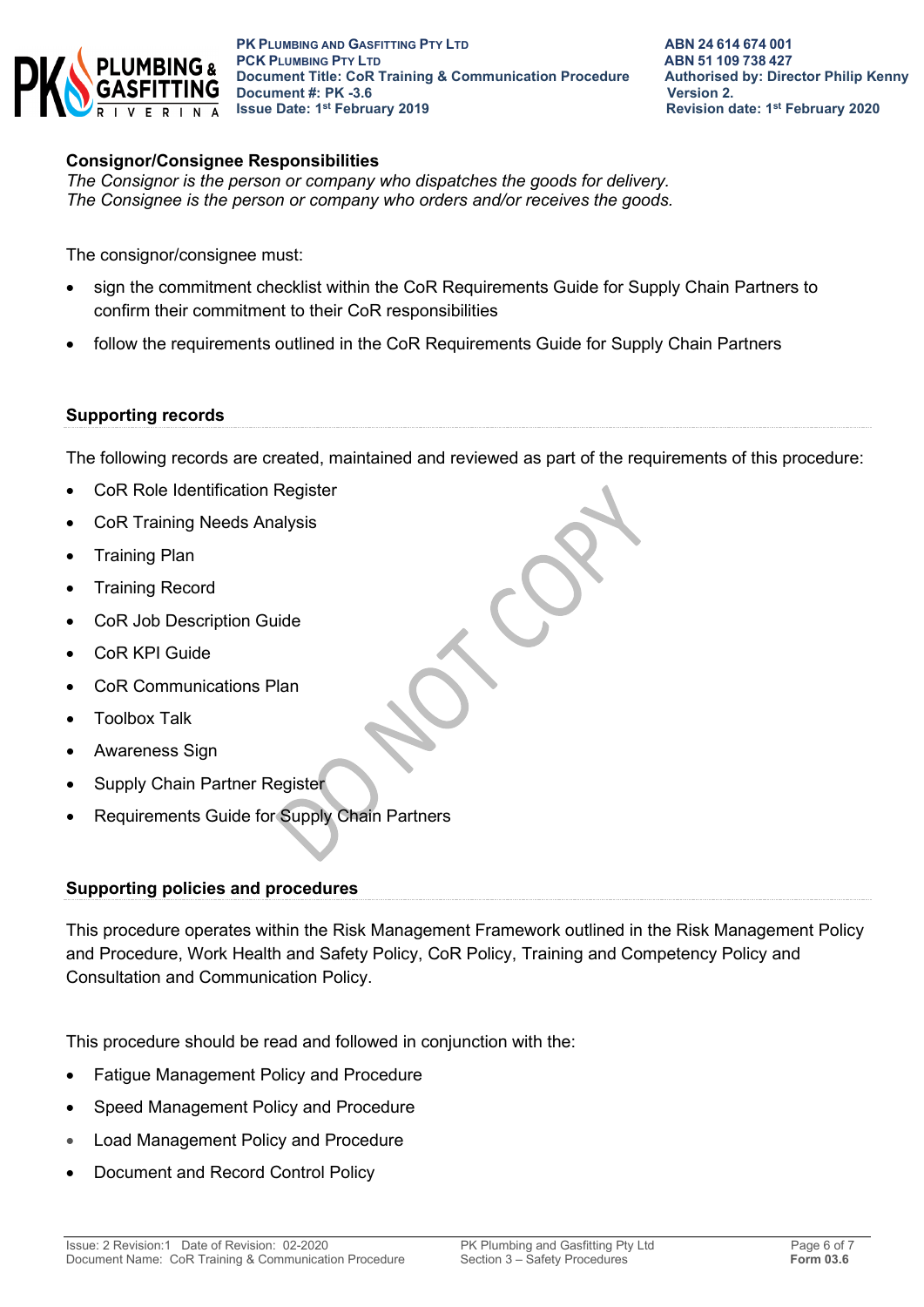**Consignor/Consignee Responsibilities**

*The Consignor is the person or company who dispatches the goods for delivery.*
*The Consignee is the person or company who orders and/or receives the goods.*

The consignor/consignee must:

- sign the commitment checklist within the CoR Requirements Guide for Supply Chain Partners to confirm their commitment to their CoR responsibilities
- follow the requirements outlined in the CoR Requirements Guide for Supply Chain Partners

## Supporting records

The following records are created, maintained and reviewed as part of the requirements of this procedure:

- CoR Role Identification Register
- CoR Training Needs Analysis
- Training Plan
- Training Record
- CoR Job Description Guide
- CoR KPI Guide
- CoR Communications Plan
- Toolbox Talk
- Awareness Sign
- Supply Chain Partner Register
- Requirements Guide for Supply Chain Partners

## Supporting policies and procedures

This procedure operates within the Risk Management Framework outlined in the Risk Management Policy and Procedure, Work Health and Safety Policy, CoR Policy, Training and Competency Policy and Consultation and Communication Policy.

This procedure should be read and followed in conjunction with the:

- Fatigue Management Policy and Procedure
- Speed Management Policy and Procedure
- Load Management Policy and Procedure
- Document and Record Control Policy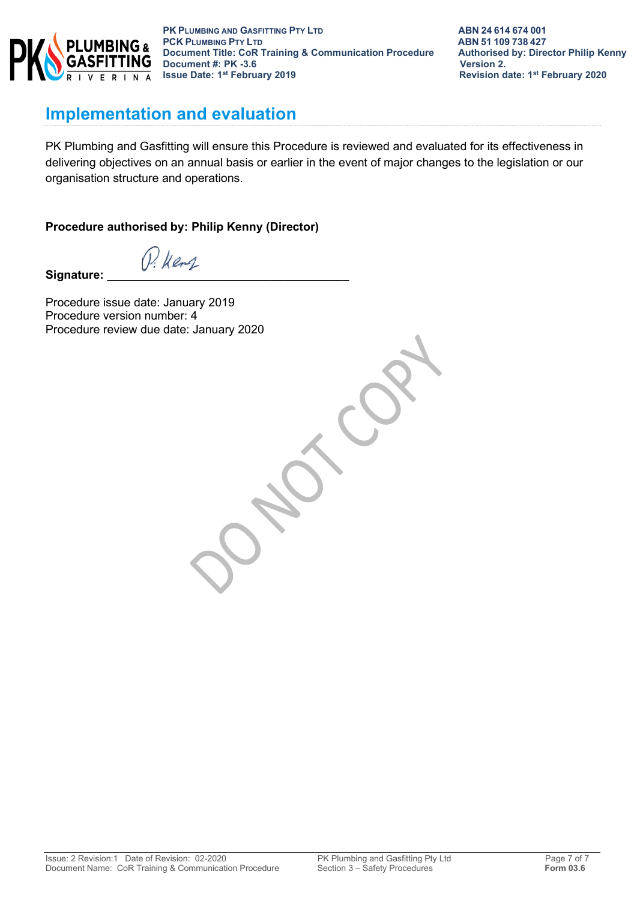## Implementation and evaluation

PK Plumbing and Gasfitting will ensure this Procedure is reviewed and evaluated for its effectiveness in delivering objectives on an annual basis or earlier in the event of major changes to the legislation or our organisation structure and operations.

**Procedure authorised by: Philip Kenny (Director)**

**Signature:** ______________________________________

Procedure issue date: January 2019
Procedure version number: 4
Procedure review due date: January 2020